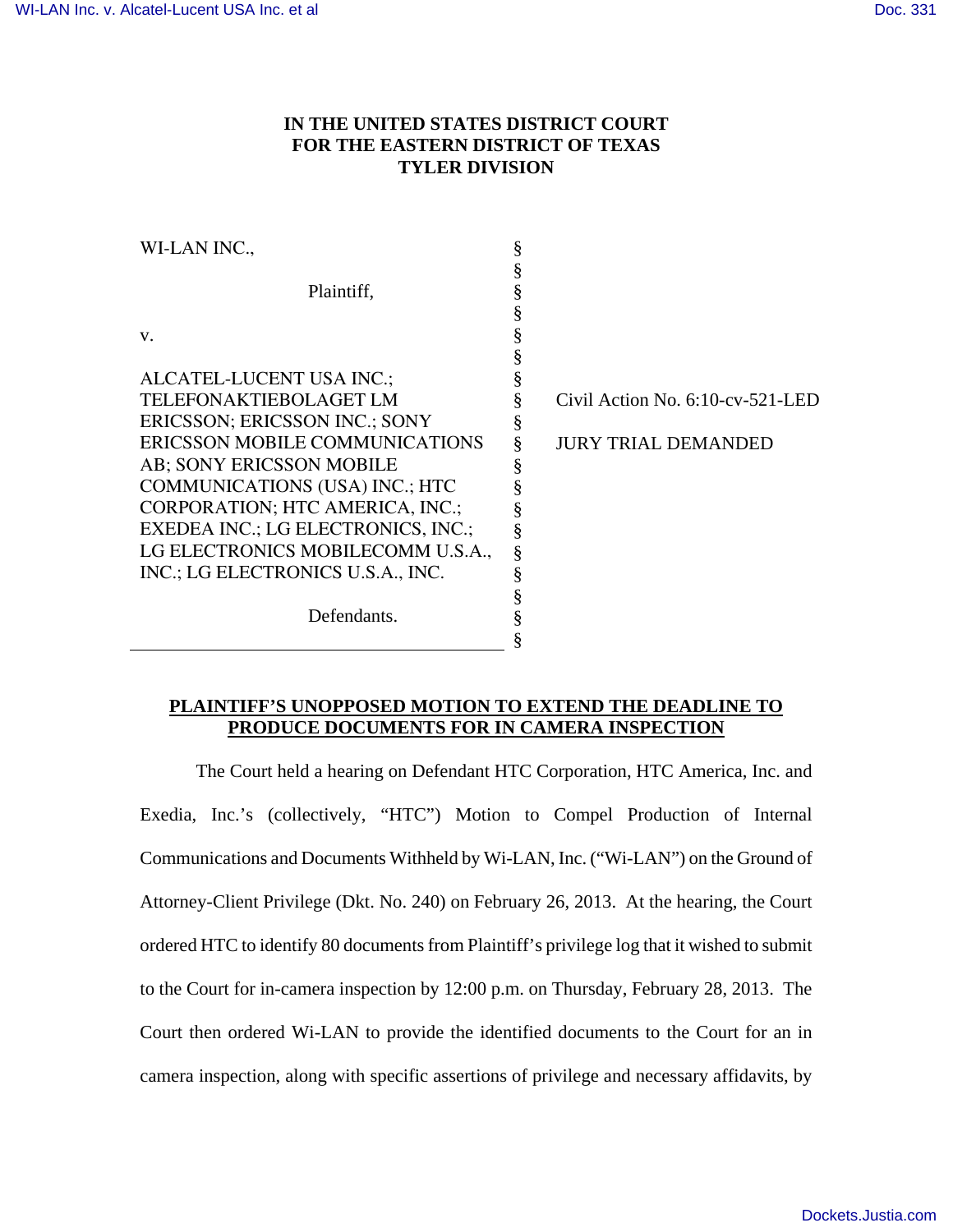# IN THE UNITED STATES DISTRICT COURT FOR THE EASTERN DISTRICT OF TEXAS TYLER DIVISION

| | | |
|---|---|---|
| WI-LAN INC., | § | |
| | § | |
| Plaintiff, | § | |
| | § | |
| v. | § | |
| | § | |
| ALCATEL-LUCENT USA INC.; TELEFONAKTIEBOLAGET LM ERICSSON; ERICSSON INC.; SONY ERICSSON MOBILE COMMUNICATIONS AB; SONY ERICSSON MOBILE COMMUNICATIONS (USA) INC.; HTC CORPORATION; HTC AMERICA, INC.; EXEDEA INC.; LG ELECTRONICS, INC.; LG ELECTRONICS MOBILECOMM U.S.A., INC.; LG ELECTRONICS U.S.A., INC. | § | Civil Action No. 6:10-cv-521-LED<br><br>JURY TRIAL DEMANDED |
| | § | |
| Defendants. | § | |

## PLAINTIFF'S UNOPPOSED MOTION TO EXTEND THE DEADLINE TO PRODUCE DOCUMENTS FOR IN CAMERA INSPECTION

The Court held a hearing on Defendant HTC Corporation, HTC America, Inc. and Exedia, Inc.'s (collectively, "HTC") Motion to Compel Production of Internal Communications and Documents Withheld by Wi-LAN, Inc. ("Wi-LAN") on the Ground of Attorney-Client Privilege (Dkt. No. 240) on February 26, 2013. At the hearing, the Court ordered HTC to identify 80 documents from Plaintiff's privilege log that it wished to submit to the Court for in-camera inspection by 12:00 p.m. on Thursday, February 28, 2013. The Court then ordered Wi-LAN to provide the identified documents to the Court for an in camera inspection, along with specific assertions of privilege and necessary affidavits, by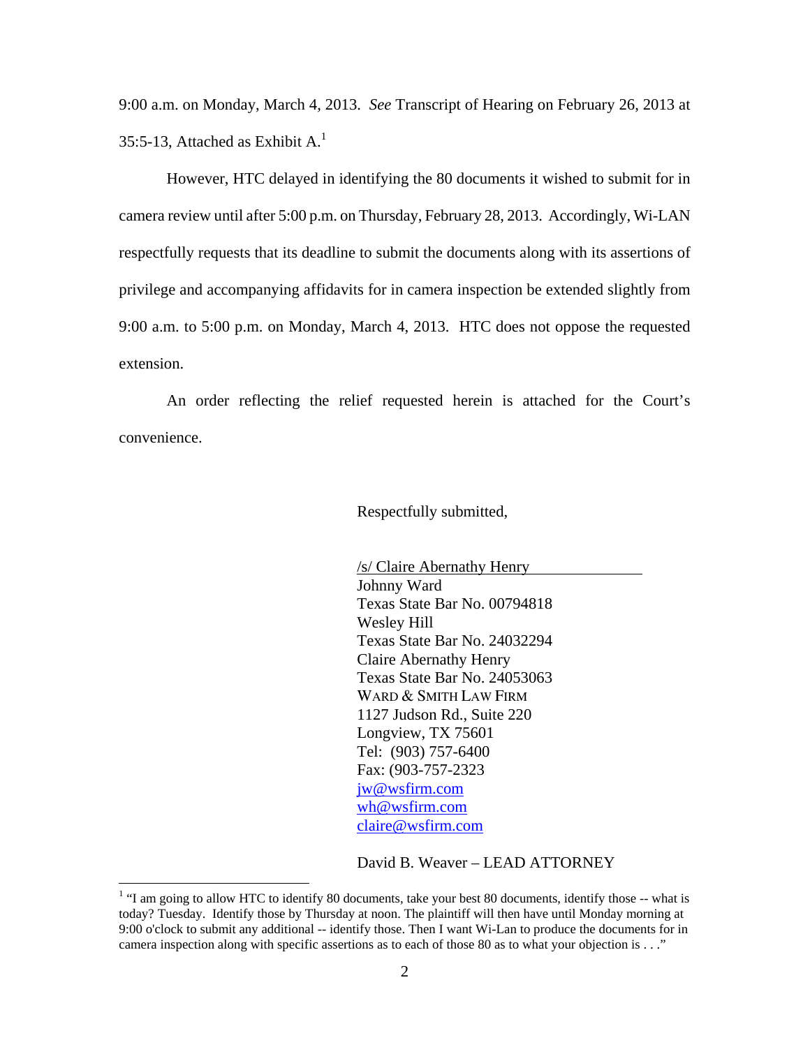9:00 a.m. on Monday, March 4, 2013. *See* Transcript of Hearing on February 26, 2013 at 35:5-13, Attached as Exhibit A.[1]

However, HTC delayed in identifying the 80 documents it wished to submit for in camera review until after 5:00 p.m. on Thursday, February 28, 2013. Accordingly, Wi-LAN respectfully requests that its deadline to submit the documents along with its assertions of privilege and accompanying affidavits for in camera inspection be extended slightly from 9:00 a.m. to 5:00 p.m. on Monday, March 4, 2013. HTC does not oppose the requested extension.

An order reflecting the relief requested herein is attached for the Court's convenience.

Respectfully submitted,

/s/ Claire Abernathy Henry
Johnny Ward
Texas State Bar No. 00794818
Wesley Hill
Texas State Bar No. 24032294
Claire Abernathy Henry
Texas State Bar No. 24053063
WARD & SMITH LAW FIRM
1127 Judson Rd., Suite 220
Longview, TX 75601
Tel: (903) 757-6400
Fax: (903-757-2323
jw@wsfirm.com
wh@wsfirm.com
claire@wsfirm.com

David B. Weaver – LEAD ATTORNEY

---

[1] "I am going to allow HTC to identify 80 documents, take your best 80 documents, identify those -- what is today? Tuesday. Identify those by Thursday at noon. The plaintiff will then have until Monday morning at 9:00 o'clock to submit any additional -- identify those. Then I want Wi-Lan to produce the documents for in camera inspection along with specific assertions as to each of those 80 as to what your objection is . . ."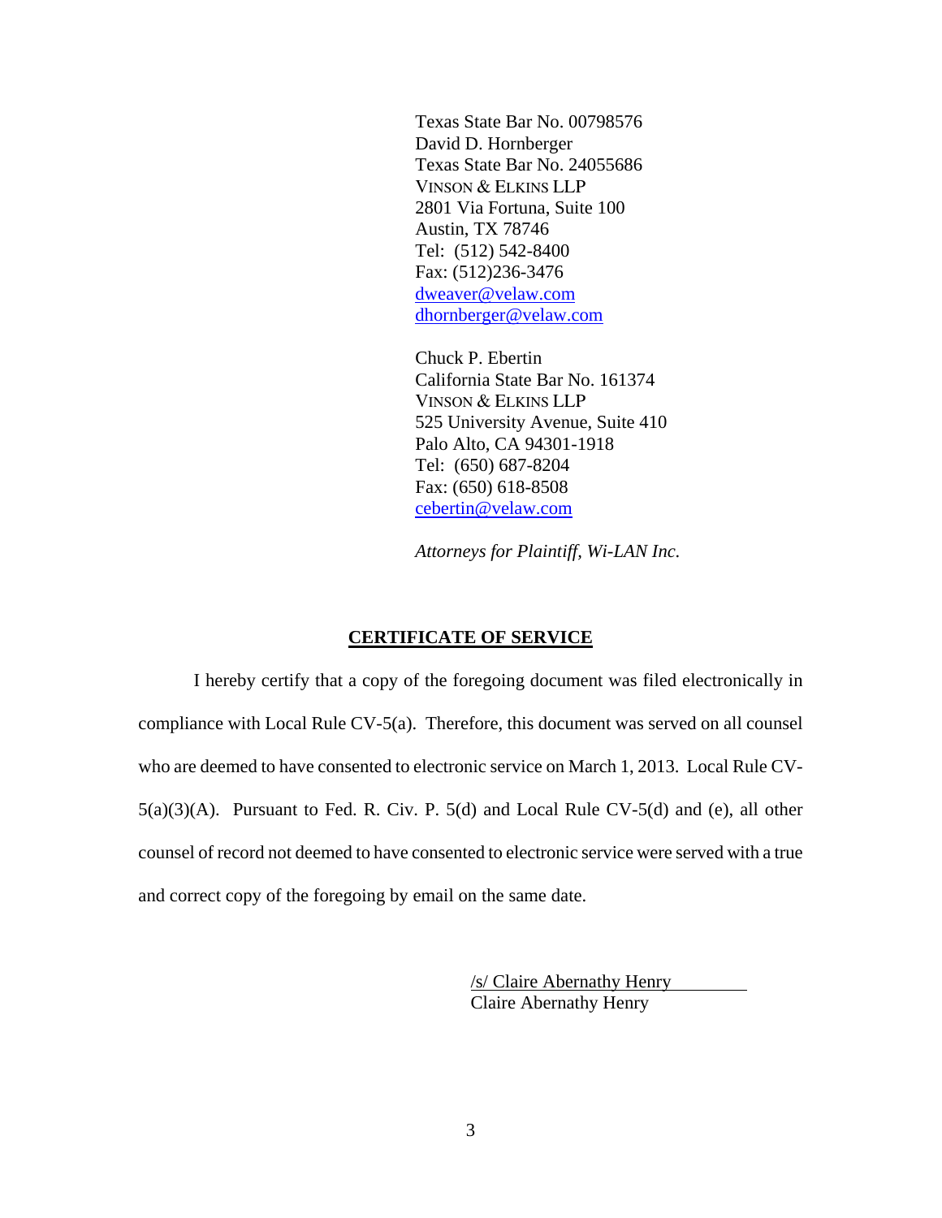Texas State Bar No. 00798576
David D. Hornberger
Texas State Bar No. 24055686
VINSON & ELKINS LLP
2801 Via Fortuna, Suite 100
Austin, TX 78746
Tel: (512) 542-8400
Fax: (512)236-3476
dweaver@velaw.com
dhornberger@velaw.com

Chuck P. Ebertin
California State Bar No. 161374
VINSON & ELKINS LLP
525 University Avenue, Suite 410
Palo Alto, CA 94301-1918
Tel: (650) 687-8204
Fax: (650) 618-8508
cebertin@velaw.com

*Attorneys for Plaintiff, Wi-LAN Inc.*

## CERTIFICATE OF SERVICE

I hereby certify that a copy of the foregoing document was filed electronically in compliance with Local Rule CV-5(a). Therefore, this document was served on all counsel who are deemed to have consented to electronic service on March 1, 2013. Local Rule CV-5(a)(3)(A). Pursuant to Fed. R. Civ. P. 5(d) and Local Rule CV-5(d) and (e), all other counsel of record not deemed to have consented to electronic service were served with a true and correct copy of the foregoing by email on the same date.

/s/ Claire Abernathy Henry
Claire Abernathy Henry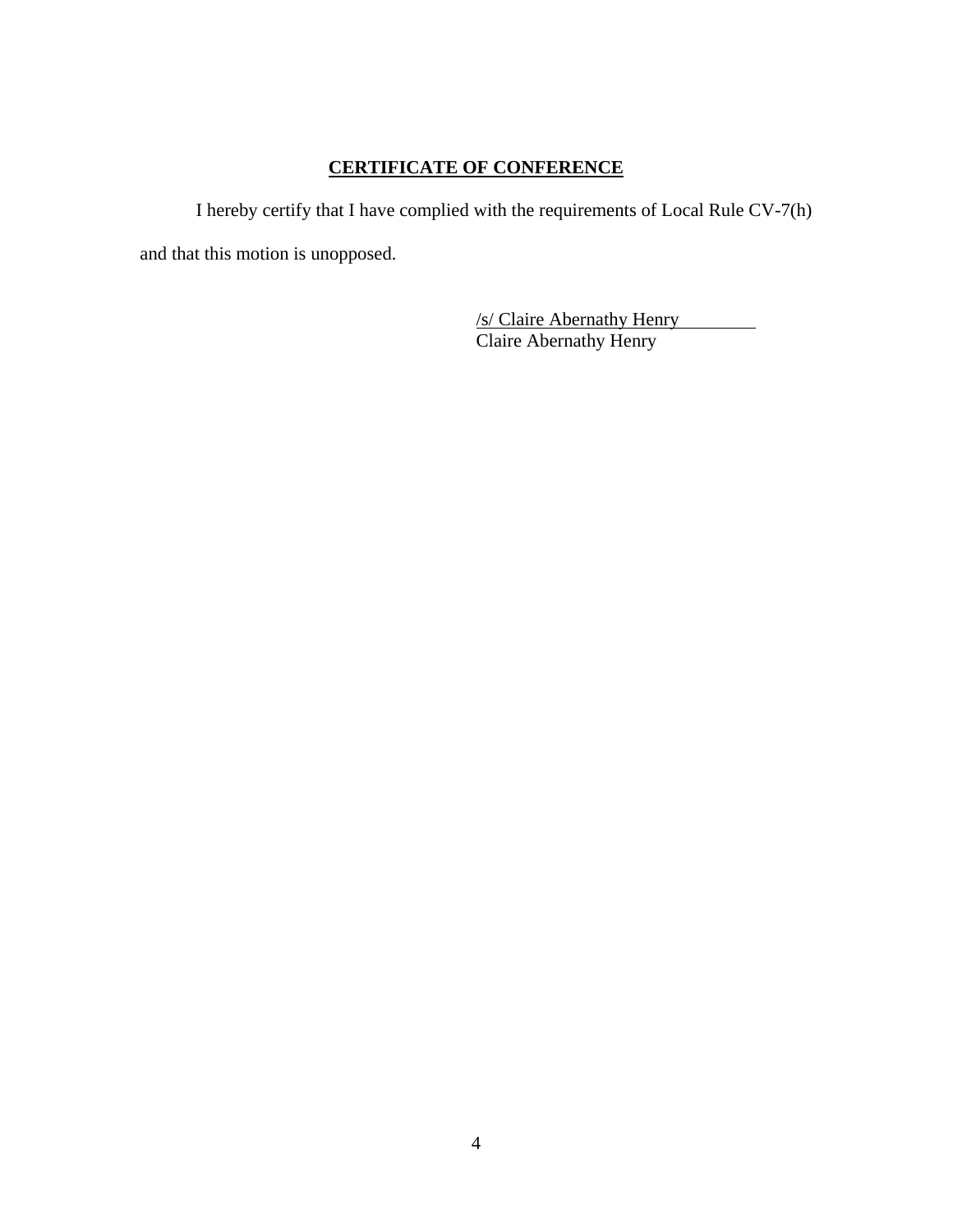**CERTIFICATE OF CONFERENCE**

I hereby certify that I have complied with the requirements of Local Rule CV-7(h) and that this motion is unopposed.

/s/ Claire Abernathy Henry
Claire Abernathy Henry